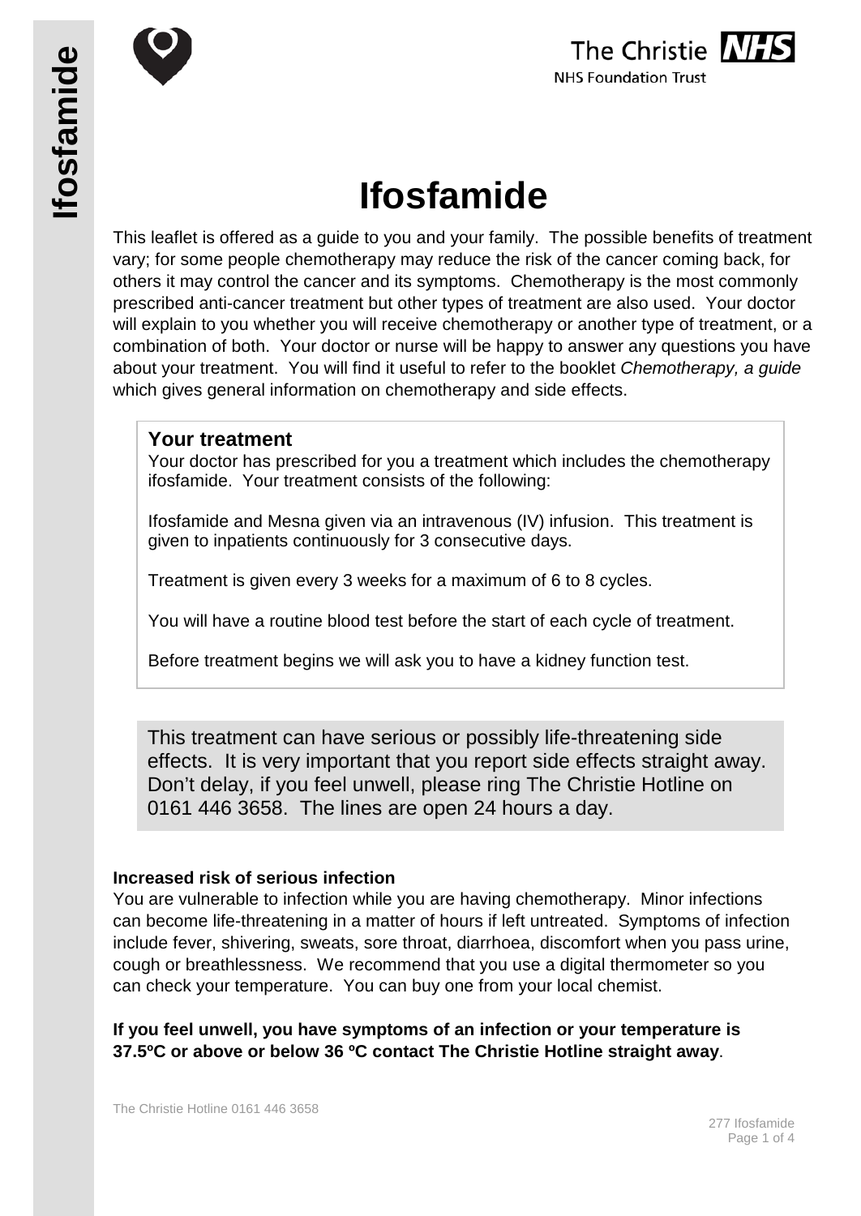# Ifosfamide

This leaflet is offered as a guide to you and your family. The possible benefits of treatment vary; for some people chemotherapy may reduce the risk of the cancer coming back, for others it may control the cancer and its symptoms. Chemotherapy is the most commonly prescribed anti-cancer treatment but other types of treatment are also used. Your doctor will explain to you whether you will receive chemotherapy or another type of treatment, or a combination of both. Your doctor or nurse will be happy to answer any questions you have about your treatment. You will find it useful to refer to the booklet *Chemotherapy, a guide* which gives general information on chemotherapy and side effects.

## Your treatment

Your doctor has prescribed for you a treatment which includes the chemotherapy ifosfamide. Your treatment consists of the following:

Ifosfamide and Mesna given via an intravenous (IV) infusion. This treatment is given to inpatients continuously for 3 consecutive days.

Treatment is given every 3 weeks for a maximum of 6 to 8 cycles.

You will have a routine blood test before the start of each cycle of treatment.

Before treatment begins we will ask you to have a kidney function test.

This treatment can have serious or possibly life-threatening side effects. It is very important that you report side effects straight away. Don't delay, if you feel unwell, please ring The Christie Hotline on 0161 446 3658. The lines are open 24 hours a day.

**Increased risk of serious infection**

You are vulnerable to infection while you are having chemotherapy. Minor infections can become life-threatening in a matter of hours if left untreated. Symptoms of infection include fever, shivering, sweats, sore throat, diarrhoea, discomfort when you pass urine, cough or breathlessness. We recommend that you use a digital thermometer so you can check your temperature. You can buy one from your local chemist.

**If you feel unwell, you have symptoms of an infection or your temperature is 37.5ºC or above or below 36 ºC contact The Christie Hotline straight away**.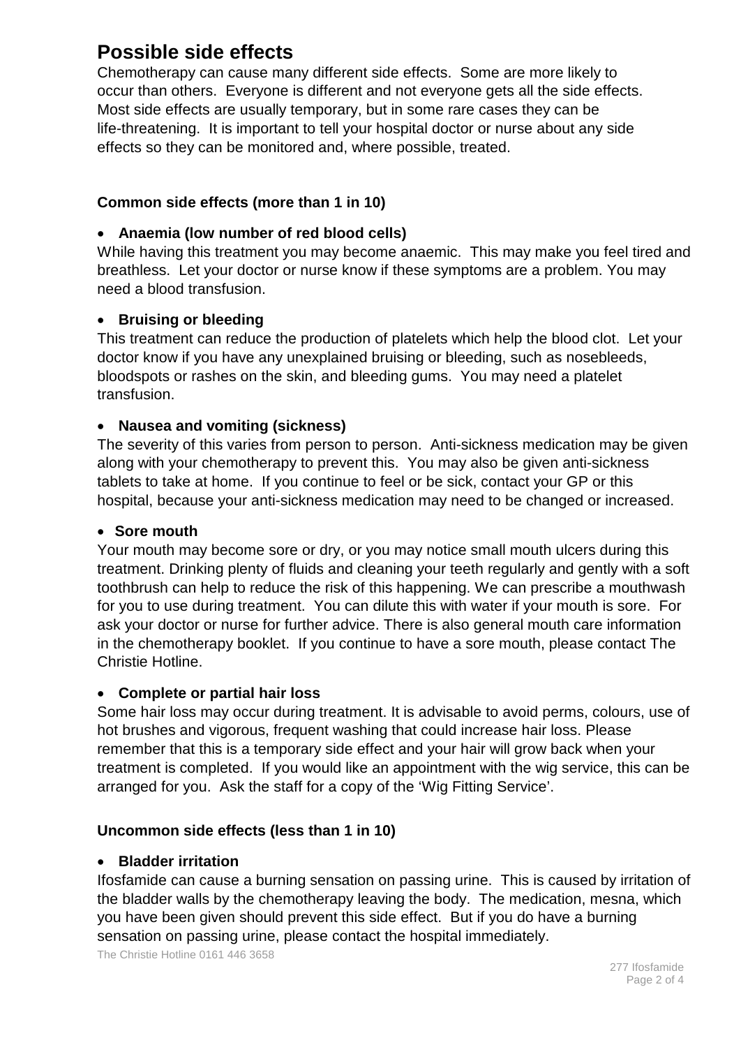# Possible side effects

Chemotherapy can cause many different side effects. Some are more likely to occur than others. Everyone is different and not everyone gets all the side effects. Most side effects are usually temporary, but in some rare cases they can be life-threatening. It is important to tell your hospital doctor or nurse about any side effects so they can be monitored and, where possible, treated.

### Common side effects (more than 1 in 10)

- **Anaemia (low number of red blood cells)**

While having this treatment you may become anaemic. This may make you feel tired and breathless. Let your doctor or nurse know if these symptoms are a problem. You may need a blood transfusion.

- **Bruising or bleeding**

This treatment can reduce the production of platelets which help the blood clot. Let your doctor know if you have any unexplained bruising or bleeding, such as nosebleeds, bloodspots or rashes on the skin, and bleeding gums. You may need a platelet transfusion.

- **Nausea and vomiting (sickness)**

The severity of this varies from person to person. Anti-sickness medication may be given along with your chemotherapy to prevent this. You may also be given anti-sickness tablets to take at home. If you continue to feel or be sick, contact your GP or this hospital, because your anti-sickness medication may need to be changed or increased.

- **Sore mouth**

Your mouth may become sore or dry, or you may notice small mouth ulcers during this treatment. Drinking plenty of fluids and cleaning your teeth regularly and gently with a soft toothbrush can help to reduce the risk of this happening. We can prescribe a mouthwash for you to use during treatment. You can dilute this with water if your mouth is sore. For ask your doctor or nurse for further advice. There is also general mouth care information in the chemotherapy booklet. If you continue to have a sore mouth, please contact The Christie Hotline.

- **Complete or partial hair loss**

Some hair loss may occur during treatment. It is advisable to avoid perms, colours, use of hot brushes and vigorous, frequent washing that could increase hair loss. Please remember that this is a temporary side effect and your hair will grow back when your treatment is completed. If you would like an appointment with the wig service, this can be arranged for you. Ask the staff for a copy of the 'Wig Fitting Service'.

### Uncommon side effects (less than 1 in 10)

- **Bladder irritation**

Ifosfamide can cause a burning sensation on passing urine. This is caused by irritation of the bladder walls by the chemotherapy leaving the body. The medication, mesna, which you have been given should prevent this side effect. But if you do have a burning sensation on passing urine, please contact the hospital immediately.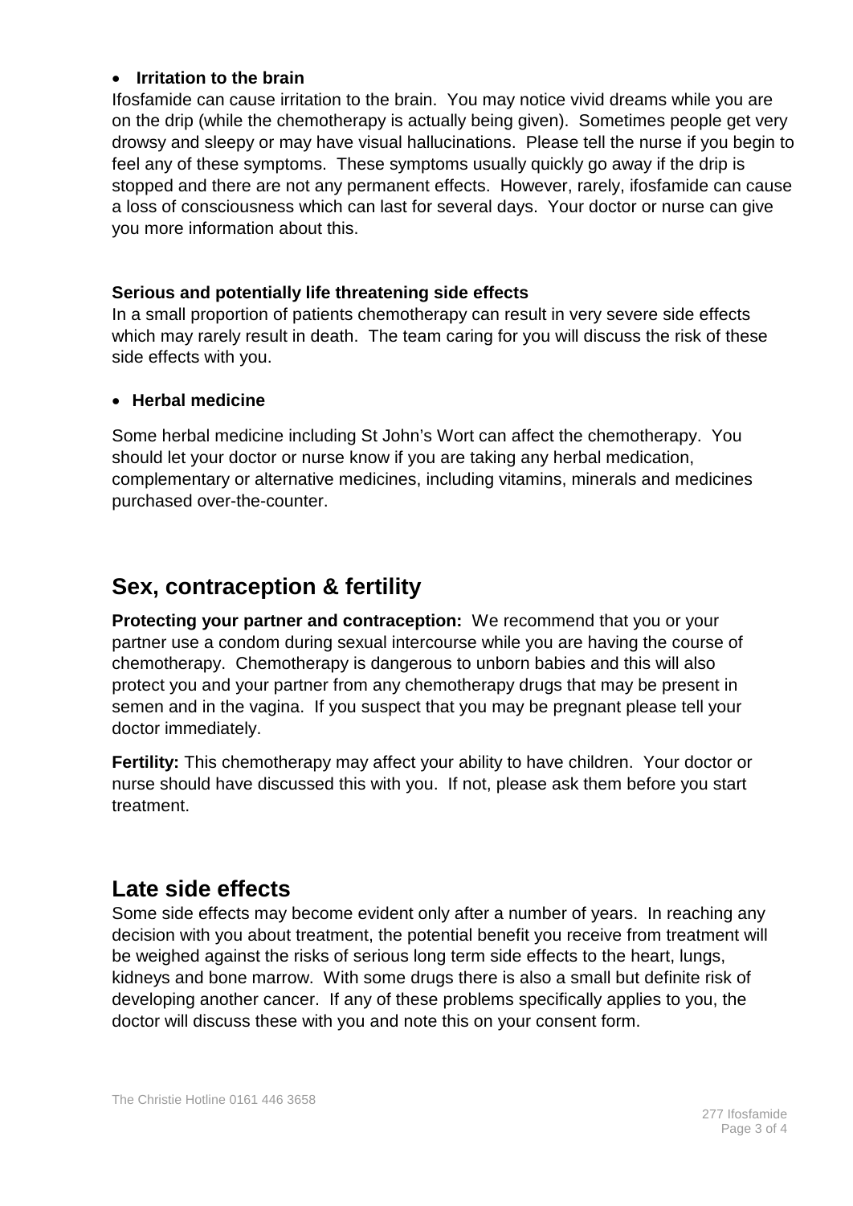- **Irritation to the brain**

Ifosfamide can cause irritation to the brain. You may notice vivid dreams while you are on the drip (while the chemotherapy is actually being given). Sometimes people get very drowsy and sleepy or may have visual hallucinations. Please tell the nurse if you begin to feel any of these symptoms. These symptoms usually quickly go away if the drip is stopped and there are not any permanent effects. However, rarely, ifosfamide can cause a loss of consciousness which can last for several days. Your doctor or nurse can give you more information about this.

**Serious and potentially life threatening side effects**

In a small proportion of patients chemotherapy can result in very severe side effects which may rarely result in death. The team caring for you will discuss the risk of these side effects with you.

- **Herbal medicine**

Some herbal medicine including St John's Wort can affect the chemotherapy. You should let your doctor or nurse know if you are taking any herbal medication, complementary or alternative medicines, including vitamins, minerals and medicines purchased over-the-counter.

## Sex, contraception & fertility

**Protecting your partner and contraception:** We recommend that you or your partner use a condom during sexual intercourse while you are having the course of chemotherapy. Chemotherapy is dangerous to unborn babies and this will also protect you and your partner from any chemotherapy drugs that may be present in semen and in the vagina. If you suspect that you may be pregnant please tell your doctor immediately.

**Fertility:** This chemotherapy may affect your ability to have children. Your doctor or nurse should have discussed this with you. If not, please ask them before you start treatment.

## Late side effects

Some side effects may become evident only after a number of years. In reaching any decision with you about treatment, the potential benefit you receive from treatment will be weighed against the risks of serious long term side effects to the heart, lungs, kidneys and bone marrow. With some drugs there is also a small but definite risk of developing another cancer. If any of these problems specifically applies to you, the doctor will discuss these with you and note this on your consent form.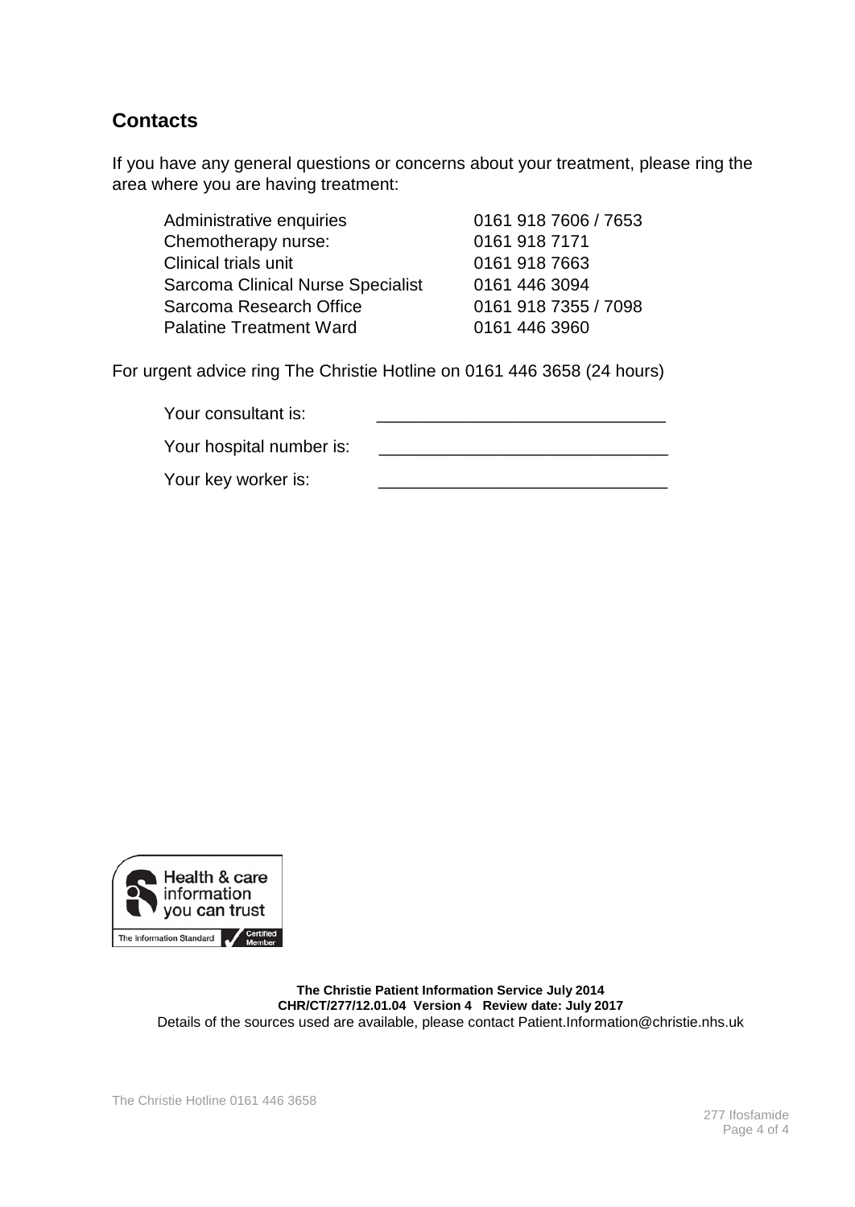## Contacts

If you have any general questions or concerns about your treatment, please ring the area where you are having treatment:

| | |
|---|---|
| Administrative enquiries | 0161 918 7606 / 7653 |
| Chemotherapy nurse: | 0161 918 7171 |
| Clinical trials unit | 0161 918 7663 |
| Sarcoma Clinical Nurse Specialist | 0161 446 3094 |
| Sarcoma Research Office | 0161 918 7355 / 7098 |
| Palatine Treatment Ward | 0161 446 3960 |

For urgent advice ring The Christie Hotline on 0161 446 3658 (24 hours)

Your consultant is: ______________________________

Your hospital number is: ______________________________

Your key worker is: ______________________________

Health & care information you can trust

The Information Standard Certified Member

**The Christie Patient Information Service July 2014**
**CHR/CT/277/12.01.04 Version 4 Review date: July 2017**
Details of the sources used are available, please contact Patient.Information@christie.nhs.uk